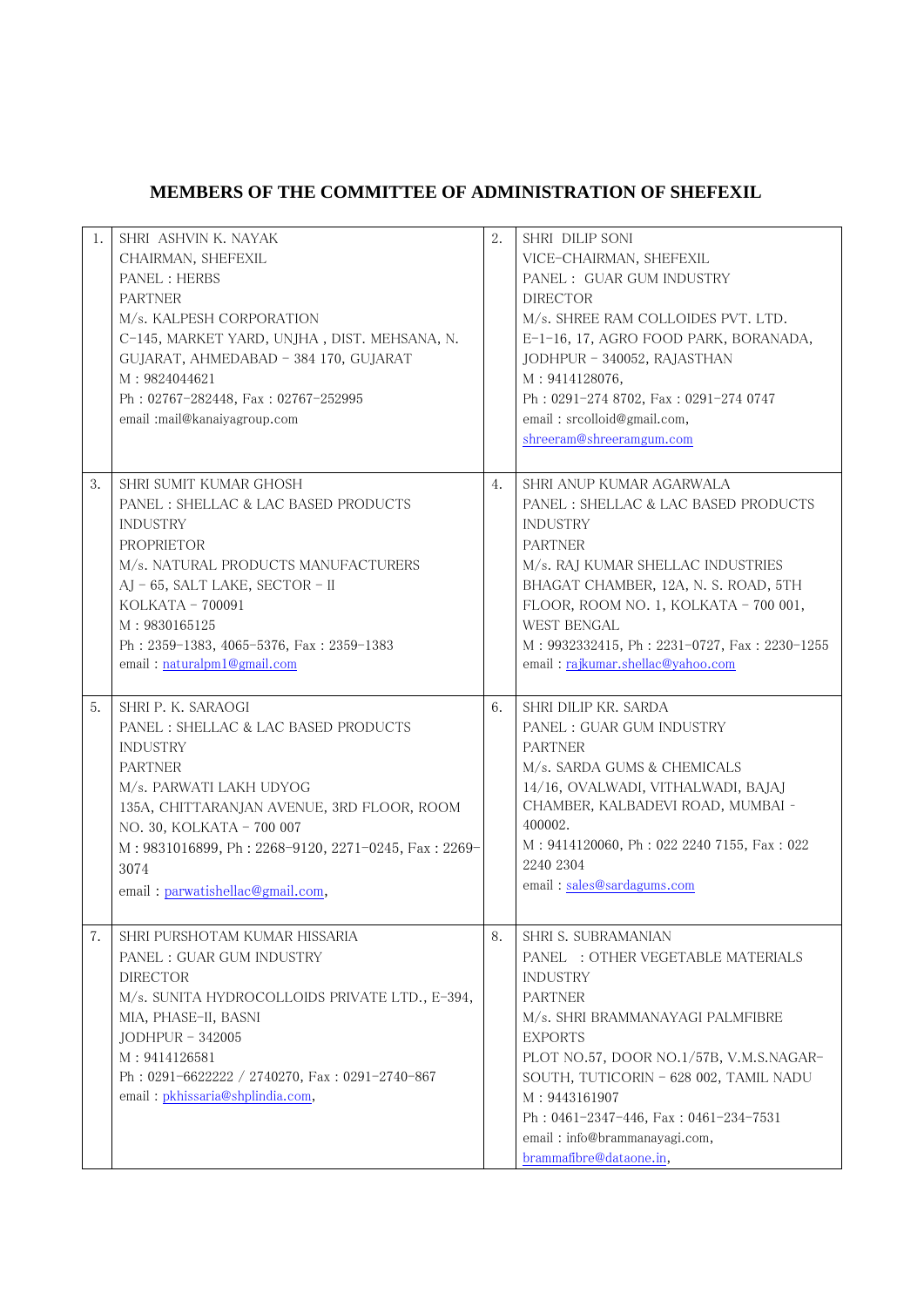# MEMBERS OF THE COMMITTEE OF ADMINISTRATION OF SHEFEXIL

| | | | |
|---|---|---|---|
| 1. | SHRI ASHVIN K. NAYAK<br>CHAIRMAN, SHEFEXIL<br>PANEL : HERBS<br>PARTNER<br>M/s. KALPESH CORPORATION<br>C-145, MARKET YARD, UNJHA , DIST. MEHSANA, N. GUJARAT, AHMEDABAD - 384 170, GUJARAT<br>M : 9824044621<br>Ph : 02767-282448, Fax : 02767-252995<br>email :mail@kanaiyagroup.com | 2. | SHRI DILIP SONI<br>VICE-CHAIRMAN, SHEFEXIL<br>PANEL : GUAR GUM INDUSTRY<br>DIRECTOR<br>M/s. SHREE RAM COLLOIDES PVT. LTD.<br>E-1-16, 17, AGRO FOOD PARK, BORANADA, JODHPUR - 340052, RAJASTHAN<br>M : 9414128076,<br>Ph : 0291-274 8702, Fax : 0291-274 0747<br>email : srcolloid@gmail.com,<br>shreeram@shreeramgum.com |
| 3. | SHRI SUMIT KUMAR GHOSH<br>PANEL : SHELLAC & LAC BASED PRODUCTS INDUSTRY<br>PROPRIETOR<br>M/s. NATURAL PRODUCTS MANUFACTURERS<br>AJ - 65, SALT LAKE, SECTOR - II<br>KOLKATA - 700091<br>M : 9830165125<br>Ph : 2359-1383, 4065-5376, Fax : 2359-1383<br>email : naturalpm1@gmail.com | 4. | SHRI ANUP KUMAR AGARWALA<br>PANEL : SHELLAC & LAC BASED PRODUCTS INDUSTRY<br>PARTNER<br>M/s. RAJ KUMAR SHELLAC INDUSTRIES<br>BHAGAT CHAMBER, 12A, N. S. ROAD, 5TH FLOOR, ROOM NO. 1, KOLKATA - 700 001, WEST BENGAL<br>M : 9932332415, Ph : 2231-0727, Fax : 2230-1255<br>email : rajkumar.shellac@yahoo.com |
| 5. | SHRI P. K. SARAOGI<br>PANEL : SHELLAC & LAC BASED PRODUCTS INDUSTRY<br>PARTNER<br>M/s. PARWATI LAKH UDYOG<br>135A, CHITTARANJAN AVENUE, 3RD FLOOR, ROOM NO. 30, KOLKATA - 700 007<br>M : 9831016899, Ph : 2268-9120, 2271-0245, Fax : 2269-3074<br>email : parwatishellac@gmail.com, | 6. | SHRI DILIP KR. SARDA<br>PANEL : GUAR GUM INDUSTRY<br>PARTNER<br>M/s. SARDA GUMS & CHEMICALS<br>14/16, OVALWADI, VITHALWADI, BAJAJ CHAMBER, KALBADEVI ROAD, MUMBAI - 400002.<br>M : 9414120060, Ph : 022 2240 7155, Fax : 022 2240 2304<br>email : sales@sardagums.com |
| 7. | SHRI PURSHOTAM KUMAR HISSARIA<br>PANEL : GUAR GUM INDUSTRY<br>DIRECTOR<br>M/s. SUNITA HYDROCOLLOIDS PRIVATE LTD., E-394, MIA, PHASE-II, BASNI<br>JODHPUR - 342005<br>M : 9414126581<br>Ph : 0291-6622222 / 2740270, Fax : 0291-2740-867<br>email : pkhissaria@shplindia.com, | 8. | SHRI S. SUBRAMANIAN<br>PANEL : OTHER VEGETABLE MATERIALS INDUSTRY<br>PARTNER<br>M/s. SHRI BRAMMANAYAGI PALMFIBRE EXPORTS<br>PLOT NO.57, DOOR NO.1/57B, V.M.S.NAGAR-SOUTH, TUTICORIN - 628 002, TAMIL NADU<br>M : 9443161907<br>Ph : 0461-2347-446, Fax : 0461-234-7531<br>email : info@brammanayagi.com,<br>brammafibre@dataone.in, |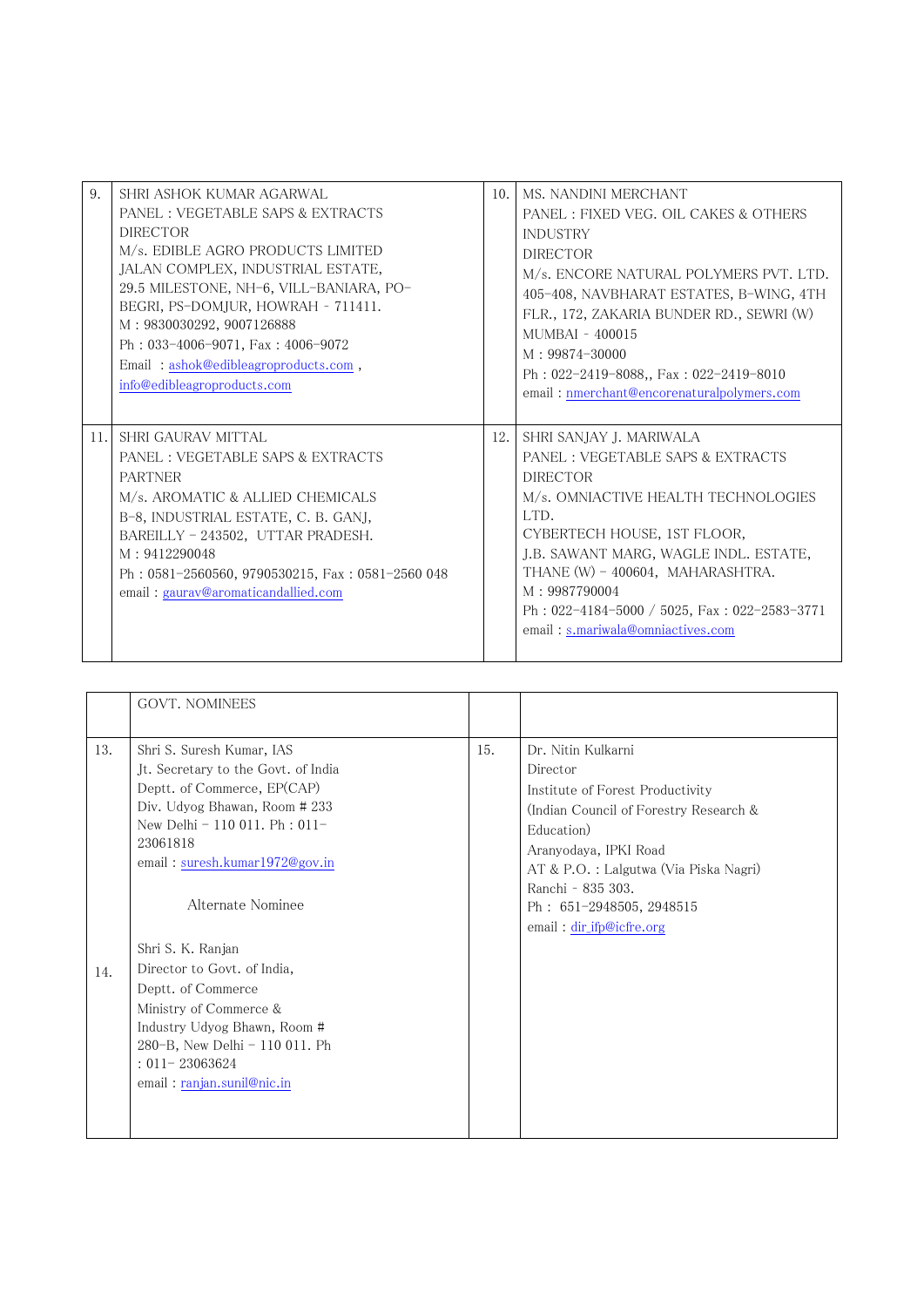| | | | |
|---|---|---|---|
| 9. | SHRI ASHOK KUMAR AGARWAL<br>PANEL : VEGETABLE SAPS & EXTRACTS<br>DIRECTOR<br>M/s. EDIBLE AGRO PRODUCTS LIMITED<br>JALAN COMPLEX, INDUSTRIAL ESTATE,<br>29.5 MILESTONE, NH-6, VILL-BANIARA, PO-BEGRI, PS-DOMJUR, HOWRAH - 711411.<br>M : 9830030292, 9007126888<br>Ph : 033-4006-9071, Fax : 4006-9072<br>Email : ashok@edibleagroproducts.com , info@edibleagroproducts.com | 10. | MS. NANDINI MERCHANT<br>PANEL : FIXED VEG. OIL CAKES & OTHERS INDUSTRY<br>DIRECTOR<br>M/s. ENCORE NATURAL POLYMERS PVT. LTD.<br>405-408, NAVBHARAT ESTATES, B-WING, 4TH FLR., 172, ZAKARIA BUNDER RD., SEWRI (W)<br>MUMBAI - 400015<br>M : 99874-30000<br>Ph : 022-2419-8088,, Fax : 022-2419-8010<br>email : nmerchant@encorenaturalpolymers.com |
| 11. | SHRI GAURAV MITTAL<br>PANEL : VEGETABLE SAPS & EXTRACTS<br>PARTNER<br>M/s. AROMATIC & ALLIED CHEMICALS<br>B-8, INDUSTRIAL ESTATE, C. B. GANJ,<br>BAREILLY - 243502, UTTAR PRADESH.<br>M : 9412290048<br>Ph : 0581-2560560, 9790530215, Fax : 0581-2560 048<br>email : gaurav@aromaticandallied.com | 12. | SHRI SANJAY J. MARIWALA<br>PANEL : VEGETABLE SAPS & EXTRACTS<br>DIRECTOR<br>M/s. OMNIACTIVE HEALTH TECHNOLOGIES LTD.<br>CYBERTECH HOUSE, 1ST FLOOR,<br>J.B. SAWANT MARG, WAGLE INDL. ESTATE,<br>THANE (W) - 400604, MAHARASHTRA.<br>M : 9987790004<br>Ph : 022-4184-5000 / 5025, Fax : 022-2583-3771<br>email : s.mariwala@omniactives.com |

| | | | |
|---|---|---|---|
| | GOVT. NOMINEES | | |
| 13. | Shri S. Suresh Kumar, IAS<br>Jt. Secretary to the Govt. of India<br>Deptt. of Commerce, EP(CAP)<br>Div. Udyog Bhawan, Room # 233<br>New Delhi - 110 011. Ph : 011-23061818<br>email : suresh.kumar1972@gov.in<br><br>Alternate Nominee | 15. | Dr. Nitin Kulkarni<br>Director<br>Institute of Forest Productivity<br>(Indian Council of Forestry Research & Education)<br>Aranyodaya, IPKI Road<br>AT & P.O. : Lalgutwa (Via Piska Nagri)<br>Ranchi - 835 303.<br>Ph : 651-2948505, 2948515<br>email : dir_ifp@icfre.org |
| 14. | Shri S. K. Ranjan<br>Director to Govt. of India,<br>Deptt. of Commerce<br>Ministry of Commerce & Industry Udyog Bhawn, Room # 280-B, New Delhi - 110 011. Ph : 011- 23063624<br>email : ranjan.sunil@nic.in | | |